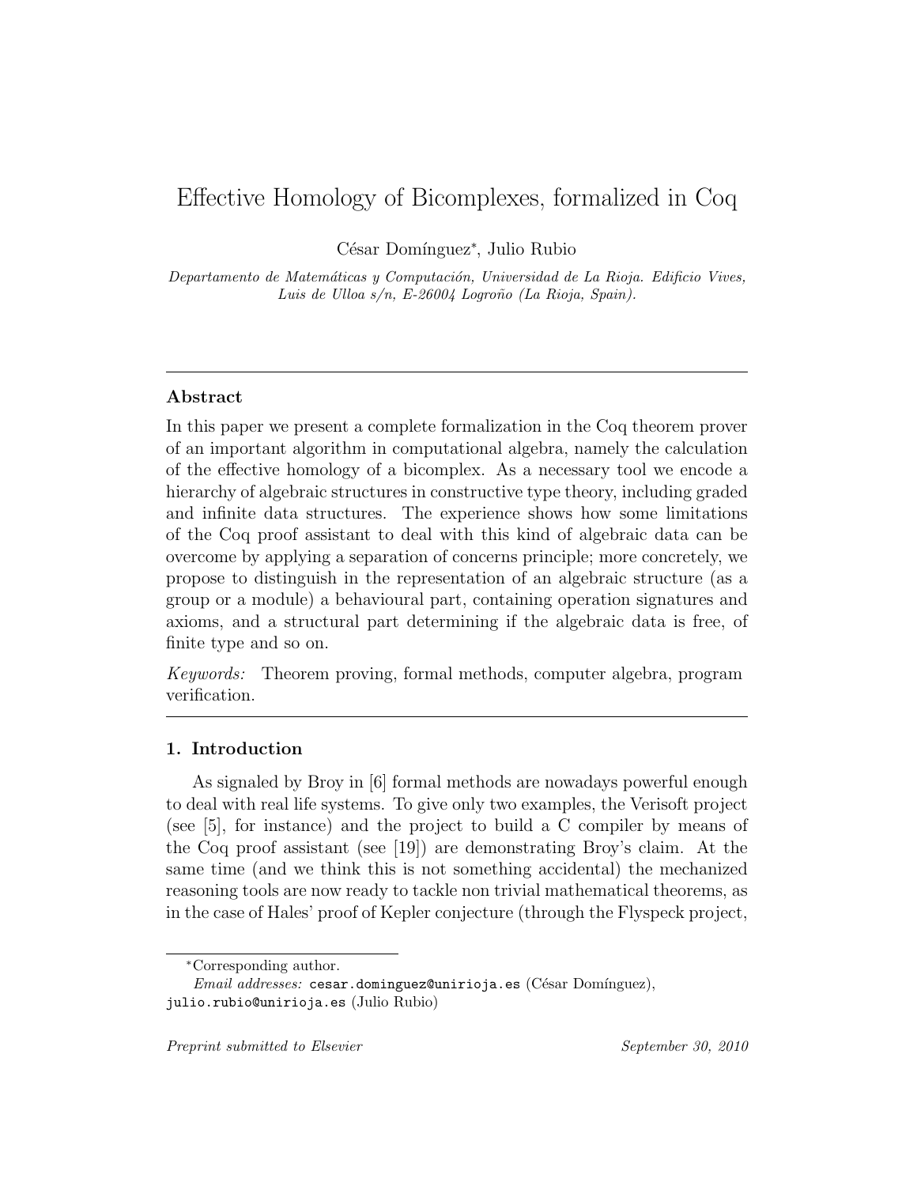# Effective Homology of Bicomplexes, formalized in Coq

César Domínguez*, Julio Rubio

*Departamento de Matemáticas y Computación, Universidad de La Rioja. Edificio Vives, Luis de Ulloa s/n, E-26004 Logroño (La Rioja, Spain).*

---

## Abstract

In this paper we present a complete formalization in the Coq theorem prover of an important algorithm in computational algebra, namely the calculation of the effective homology of a bicomplex. As a necessary tool we encode a hierarchy of algebraic structures in constructive type theory, including graded and infinite data structures. The experience shows how some limitations of the Coq proof assistant to deal with this kind of algebraic data can be overcome by applying a separation of concerns principle; more concretely, we propose to distinguish in the representation of an algebraic structure (as a group or a module) a behavioural part, containing operation signatures and axioms, and a structural part determining if the algebraic data is free, of finite type and so on.

*Keywords:* Theorem proving, formal methods, computer algebra, program verification.

---

## 1. Introduction

As signaled by Broy in [6] formal methods are nowadays powerful enough to deal with real life systems. To give only two examples, the Verisoft project (see [5], for instance) and the project to build a C compiler by means of the Coq proof assistant (see [19]) are demonstrating Broy's claim. At the same time (and we think this is not something accidental) the mechanized reasoning tools are now ready to tackle non trivial mathematical theorems, as in the case of Hales' proof of Kepler conjecture (through the Flyspeck project,

---

*Corresponding author.
*Email addresses:* `cesar.dominguez@unirioja.es` (César Domínguez), `julio.rubio@unirioja.es` (Julio Rubio)

*Preprint submitted to Elsevier* *September 30, 2010*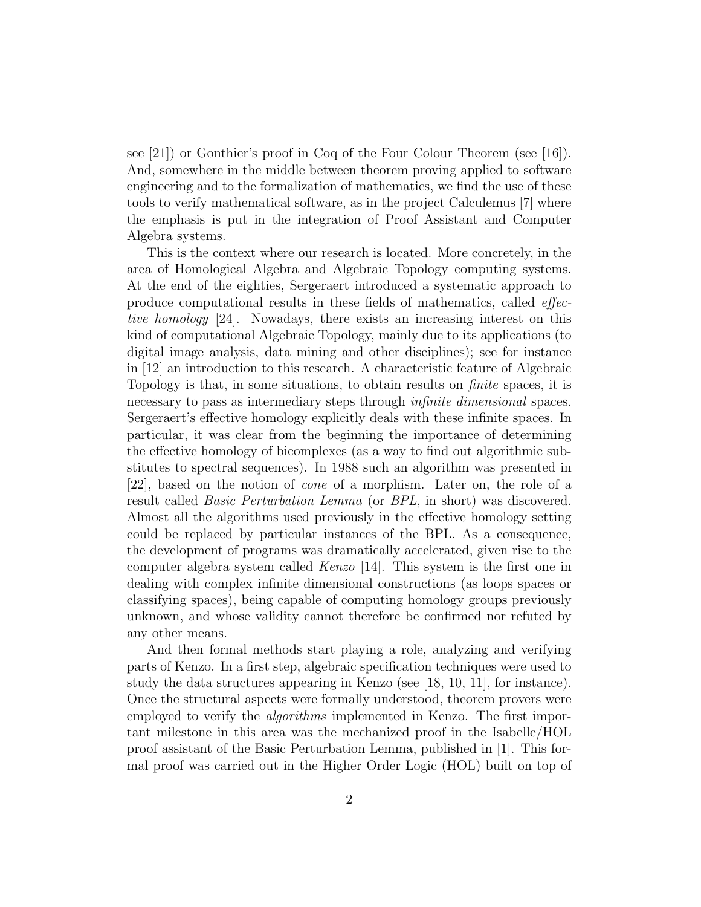see [21]) or Gonthier's proof in Coq of the Four Colour Theorem (see [16]). And, somewhere in the middle between theorem proving applied to software engineering and to the formalization of mathematics, we find the use of these tools to verify mathematical software, as in the project Calculemus [7] where the emphasis is put in the integration of Proof Assistant and Computer Algebra systems.

This is the context where our research is located. More concretely, in the area of Homological Algebra and Algebraic Topology computing systems. At the end of the eighties, Sergeraert introduced a systematic approach to produce computational results in these fields of mathematics, called *effective homology* [24]. Nowadays, there exists an increasing interest on this kind of computational Algebraic Topology, mainly due to its applications (to digital image analysis, data mining and other disciplines); see for instance in [12] an introduction to this research. A characteristic feature of Algebraic Topology is that, in some situations, to obtain results on *finite* spaces, it is necessary to pass as intermediary steps through *infinite dimensional* spaces. Sergeraert's effective homology explicitly deals with these infinite spaces. In particular, it was clear from the beginning the importance of determining the effective homology of bicomplexes (as a way to find out algorithmic substitutes to spectral sequences). In 1988 such an algorithm was presented in [22], based on the notion of *cone* of a morphism. Later on, the role of a result called *Basic Perturbation Lemma* (or *BPL*, in short) was discovered. Almost all the algorithms used previously in the effective homology setting could be replaced by particular instances of the BPL. As a consequence, the development of programs was dramatically accelerated, given rise to the computer algebra system called *Kenzo* [14]. This system is the first one in dealing with complex infinite dimensional constructions (as loops spaces or classifying spaces), being capable of computing homology groups previously unknown, and whose validity cannot therefore be confirmed nor refuted by any other means.

And then formal methods start playing a role, analyzing and verifying parts of Kenzo. In a first step, algebraic specification techniques were used to study the data structures appearing in Kenzo (see [18, 10, 11], for instance). Once the structural aspects were formally understood, theorem provers were employed to verify the *algorithms* implemented in Kenzo. The first important milestone in this area was the mechanized proof in the Isabelle/HOL proof assistant of the Basic Perturbation Lemma, published in [1]. This formal proof was carried out in the Higher Order Logic (HOL) built on top of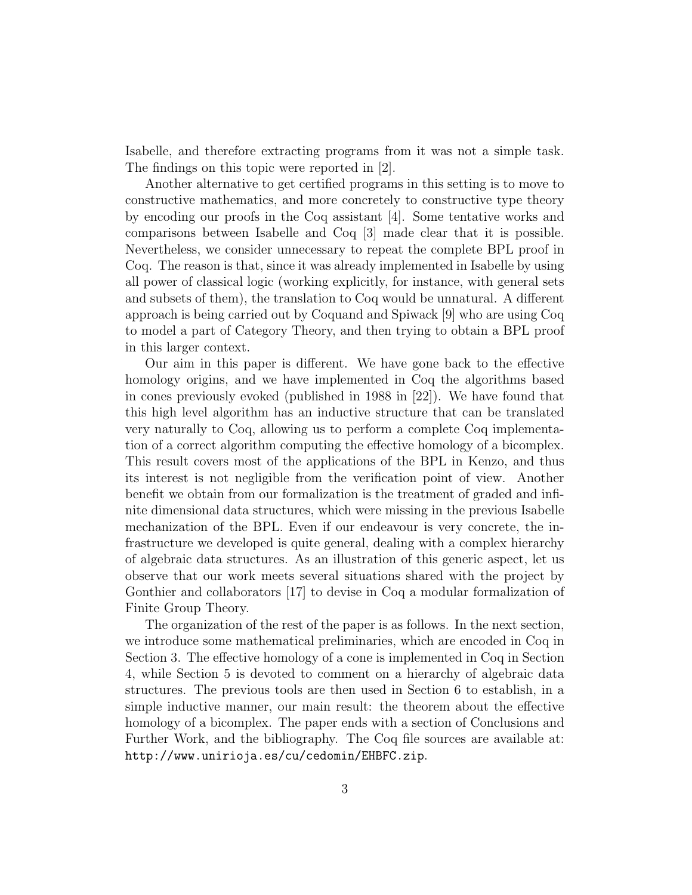Isabelle, and therefore extracting programs from it was not a simple task. The findings on this topic were reported in [2].

Another alternative to get certified programs in this setting is to move to constructive mathematics, and more concretely to constructive type theory by encoding our proofs in the Coq assistant [4]. Some tentative works and comparisons between Isabelle and Coq [3] made clear that it is possible. Nevertheless, we consider unnecessary to repeat the complete BPL proof in Coq. The reason is that, since it was already implemented in Isabelle by using all power of classical logic (working explicitly, for instance, with general sets and subsets of them), the translation to Coq would be unnatural. A different approach is being carried out by Coquand and Spiwack [9] who are using Coq to model a part of Category Theory, and then trying to obtain a BPL proof in this larger context.

Our aim in this paper is different. We have gone back to the effective homology origins, and we have implemented in Coq the algorithms based in cones previously evoked (published in 1988 in [22]). We have found that this high level algorithm has an inductive structure that can be translated very naturally to Coq, allowing us to perform a complete Coq implementation of a correct algorithm computing the effective homology of a bicomplex. This result covers most of the applications of the BPL in Kenzo, and thus its interest is not negligible from the verification point of view. Another benefit we obtain from our formalization is the treatment of graded and infinite dimensional data structures, which were missing in the previous Isabelle mechanization of the BPL. Even if our endeavour is very concrete, the infrastructure we developed is quite general, dealing with a complex hierarchy of algebraic data structures. As an illustration of this generic aspect, let us observe that our work meets several situations shared with the project by Gonthier and collaborators [17] to devise in Coq a modular formalization of Finite Group Theory.

The organization of the rest of the paper is as follows. In the next section, we introduce some mathematical preliminaries, which are encoded in Coq in Section 3. The effective homology of a cone is implemented in Coq in Section 4, while Section 5 is devoted to comment on a hierarchy of algebraic data structures. The previous tools are then used in Section 6 to establish, in a simple inductive manner, our main result: the theorem about the effective homology of a bicomplex. The paper ends with a section of Conclusions and Further Work, and the bibliography. The Coq file sources are available at: `http://www.unirioja.es/cu/cedomin/EHBFC.zip`.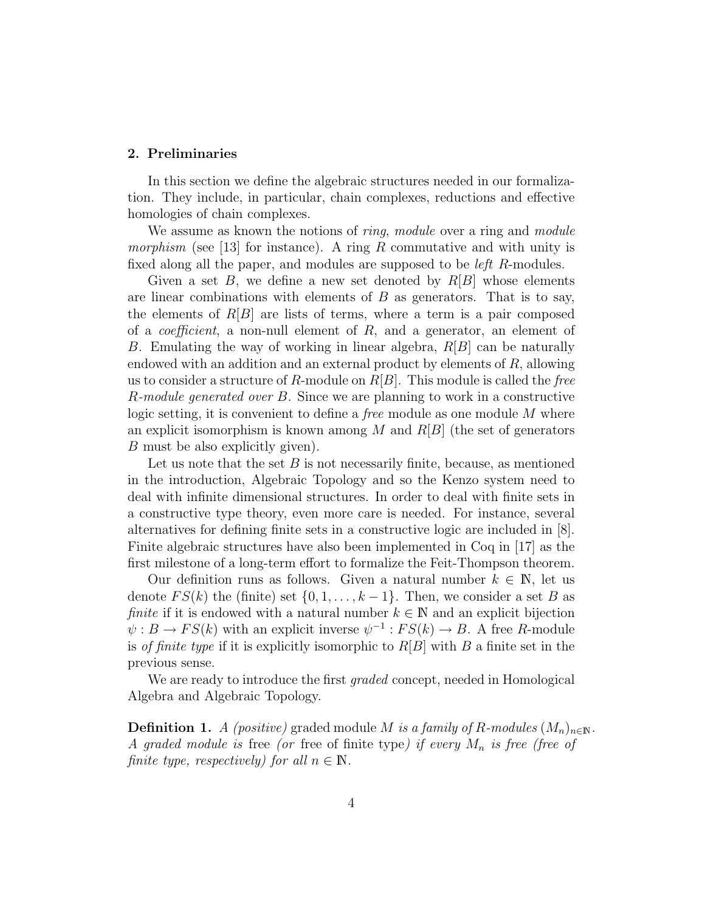## 2. Preliminaries

In this section we define the algebraic structures needed in our formalization. They include, in particular, chain complexes, reductions and effective homologies of chain complexes.

We assume as known the notions of *ring*, *module* over a ring and *module morphism* (see [13] for instance). A ring $R$ commutative and with unity is fixed along all the paper, and modules are supposed to be *left* $R$-modules.

Given a set $B$, we define a new set denoted by $R[B]$ whose elements are linear combinations with elements of $B$ as generators. That is to say, the elements of $R[B]$ are lists of terms, where a term is a pair composed of a *coefficient*, a non-null element of $R$, and a generator, an element of $B$. Emulating the way of working in linear algebra, $R[B]$ can be naturally endowed with an addition and an external product by elements of $R$, allowing us to consider a structure of $R$-module on $R[B]$. This module is called the *free $R$-module generated over $B$*. Since we are planning to work in a constructive logic setting, it is convenient to define a *free* module as one module $M$ where an explicit isomorphism is known among $M$ and $R[B]$ (the set of generators $B$ must be also explicitly given).

Let us note that the set $B$ is not necessarily finite, because, as mentioned in the introduction, Algebraic Topology and so the Kenzo system need to deal with infinite dimensional structures. In order to deal with finite sets in a constructive type theory, even more care is needed. For instance, several alternatives for defining finite sets in a constructive logic are included in [8]. Finite algebraic structures have also been implemented in Coq in [17] as the first milestone of a long-term effort to formalize the Feit-Thompson theorem.

Our definition runs as follows. Given a natural number $k \in \mathbb{N}$, let us denote $FS(k)$ the (finite) set $\{0, 1, \ldots, k-1\}$. Then, we consider a set $B$ as *finite* if it is endowed with a natural number $k \in \mathbb{N}$ and an explicit bijection $\psi : B \to FS(k)$ with an explicit inverse $\psi^{-1} : FS(k) \to B$. A free $R$-module is *of finite type* if it is explicitly isomorphic to $R[B]$ with $B$ a finite set in the previous sense.

We are ready to introduce the first *graded* concept, needed in Homological Algebra and Algebraic Topology.

**Definition 1.** *A (positive)* graded module *$M$ is a family of $R$-modules $(M_n)_{n\in\mathbb{N}}$. A graded module is* free *(or* free of finite type*) if every $M_n$ is free (free of finite type, respectively) for all $n \in \mathbb{N}$.*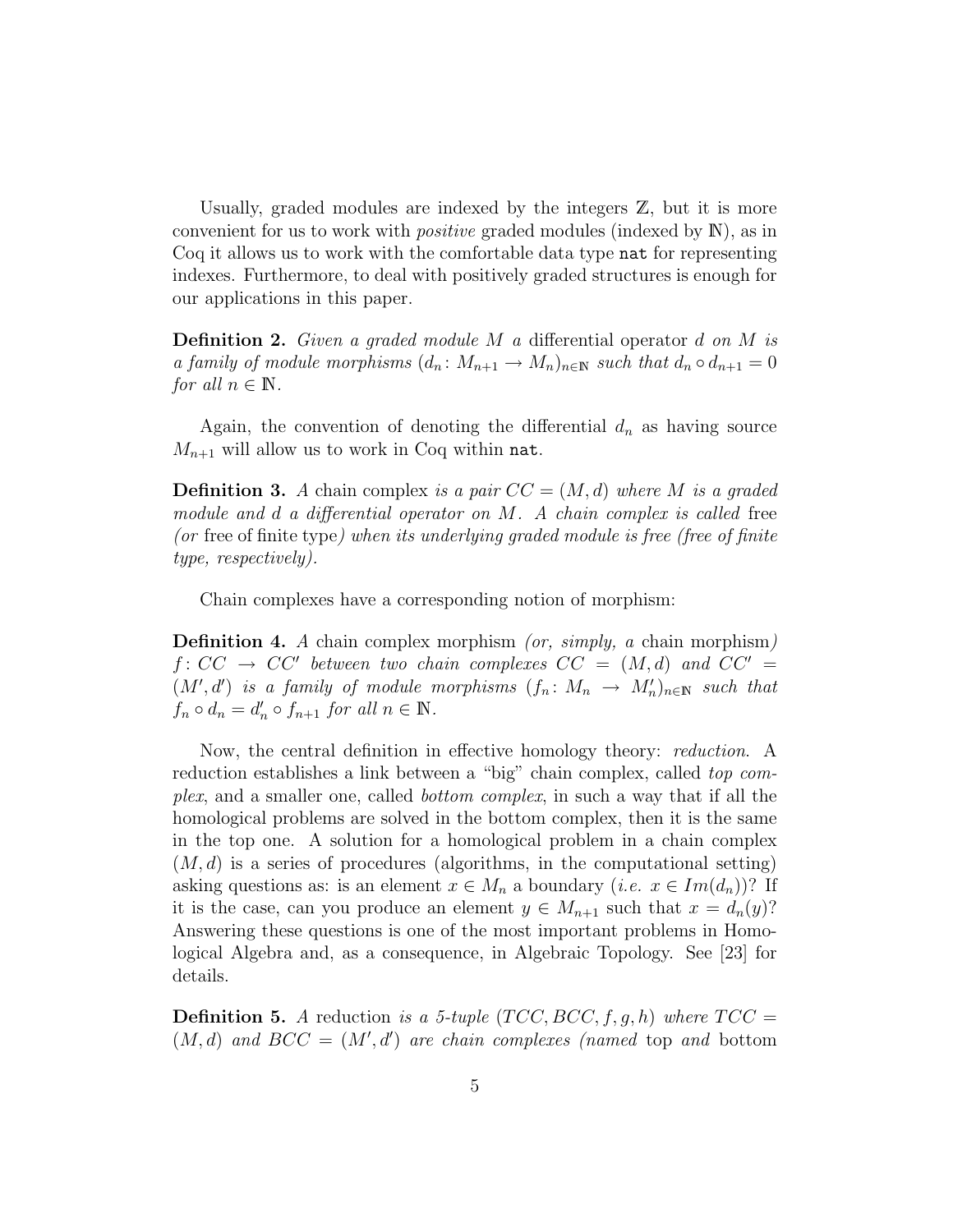Usually, graded modules are indexed by the integers $\mathbb{Z}$, but it is more convenient for us to work with *positive* graded modules (indexed by $\mathbb{N}$), as in Coq it allows us to work with the comfortable data type `nat` for representing indexes. Furthermore, to deal with positively graded structures is enough for our applications in this paper.

**Definition 2.** *Given a graded module $M$ a* differential operator *$d$ on $M$ is a family of module morphisms $(d_n : M_{n+1} \to M_n)_{n \in \mathbb{N}}$ such that $d_n \circ d_{n+1} = 0$ for all $n \in \mathbb{N}$.*

Again, the convention of denoting the differential $d_n$ as having source $M_{n+1}$ will allow us to work in Coq within `nat`.

**Definition 3.** *A* chain complex *is a pair $CC = (M, d)$ where $M$ is a graded module and $d$ a differential operator on $M$. A chain complex is called* free *(or* free of finite type*) when its underlying graded module is free (free of finite type, respectively).*

Chain complexes have a corresponding notion of morphism:

**Definition 4.** *A* chain complex morphism *(or, simply, a* chain morphism*) $f : CC \to CC'$ between two chain complexes $CC = (M, d)$ and $CC' = (M', d')$ is a family of module morphisms $(f_n : M_n \to M'_n)_{n \in \mathbb{N}}$ such that $f_n \circ d_n = d'_n \circ f_{n+1}$ for all $n \in \mathbb{N}$.*

Now, the central definition in effective homology theory: *reduction*. A reduction establishes a link between a "big" chain complex, called *top complex*, and a smaller one, called *bottom complex*, in such a way that if all the homological problems are solved in the bottom complex, then it is the same in the top one. A solution for a homological problem in a chain complex $(M, d)$ is a series of procedures (algorithms, in the computational setting) asking questions as: is an element $x \in M_n$ a boundary (*i.e.* $x \in Im(d_n)$)? If it is the case, can you produce an element $y \in M_{n+1}$ such that $x = d_n(y)$? Answering these questions is one of the most important problems in Homological Algebra and, as a consequence, in Algebraic Topology. See [23] for details.

**Definition 5.** *A* reduction *is a 5-tuple $(TCC, BCC, f, g, h)$ where $TCC = (M, d)$ and $BCC = (M', d')$ are chain complexes (named* top *and* bottom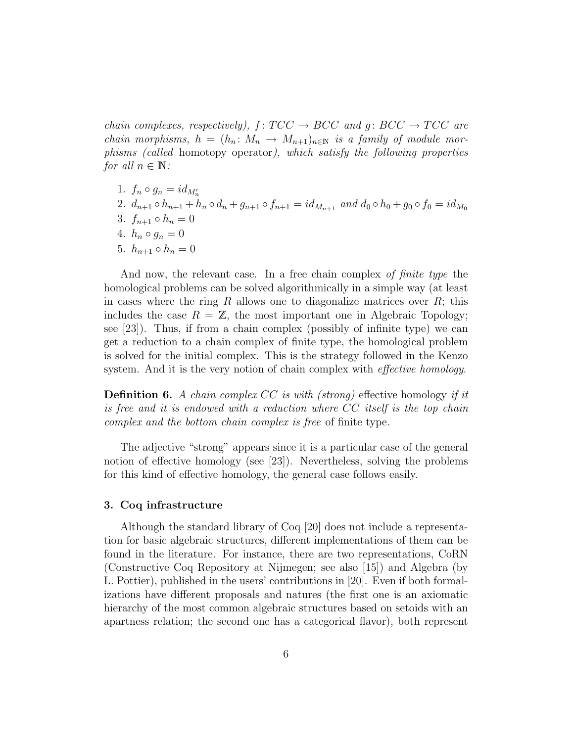*chain complexes, respectively), $f\colon TCC \to BCC$ and $g\colon BCC \to TCC$ are chain morphisms, $h = (h_n\colon M_n \to M_{n+1})_{n\in\mathbb{N}}$ is a family of module morphisms (called* homotopy operator*), which satisfy the following properties for all $n \in \mathbb{N}$:*

1. $f_n \circ g_n = id_{M'_n}$
2. $d_{n+1} \circ h_{n+1} + h_n \circ d_n + g_{n+1} \circ f_{n+1} = id_{M_{n+1}}$ *and* $d_0 \circ h_0 + g_0 \circ f_0 = id_{M_0}$
3. $f_{n+1} \circ h_n = 0$
4. $h_n \circ g_n = 0$
5. $h_{n+1} \circ h_n = 0$

And now, the relevant case. In a free chain complex *of finite type* the homological problems can be solved algorithmically in a simple way (at least in cases where the ring $R$ allows one to diagonalize matrices over $R$; this includes the case $R = \mathbb{Z}$, the most important one in Algebraic Topology; see [23]). Thus, if from a chain complex (possibly of infinite type) we can get a reduction to a chain complex of finite type, the homological problem is solved for the initial complex. This is the strategy followed in the Kenzo system. And it is the very notion of chain complex with *effective homology*.

**Definition 6.** *A chain complex $CC$ is with (strong)* effective homology *if it is free and it is endowed with a reduction where $CC$ itself is the top chain complex and the bottom chain complex is free* of finite type.

The adjective "strong" appears since it is a particular case of the general notion of effective homology (see [23]). Nevertheless, solving the problems for this kind of effective homology, the general case follows easily.

### 3. Coq infrastructure

Although the standard library of Coq [20] does not include a representation for basic algebraic structures, different implementations of them can be found in the literature. For instance, there are two representations, CoRN (Constructive Coq Repository at Nijmegen; see also [15]) and Algebra (by L. Pottier), published in the users' contributions in [20]. Even if both formalizations have different proposals and natures (the first one is an axiomatic hierarchy of the most common algebraic structures based on setoids with an apartness relation; the second one has a categorical flavor), both represent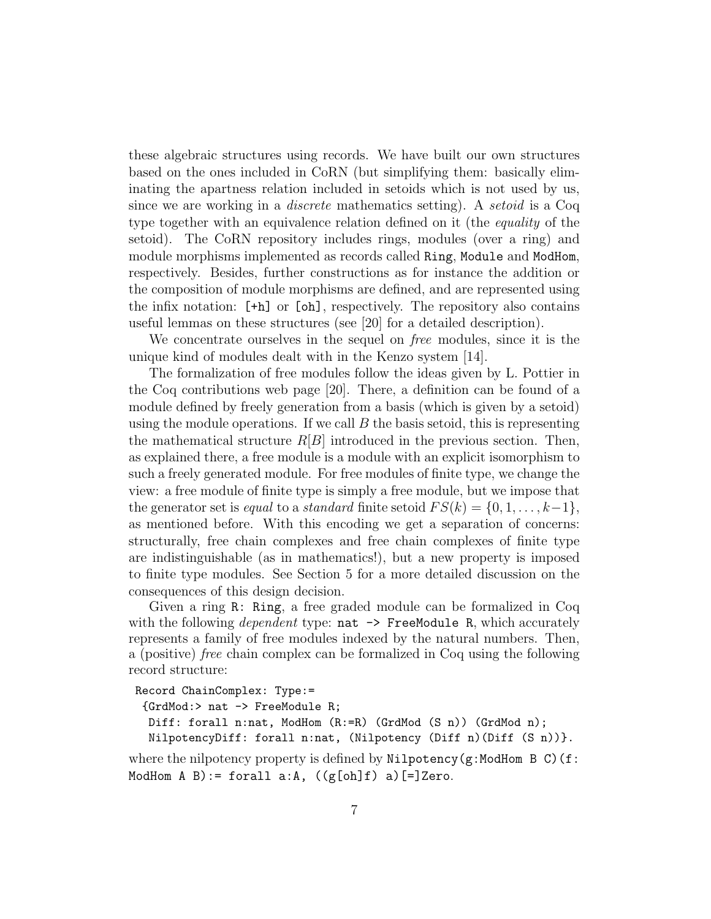these algebraic structures using records. We have built our own structures based on the ones included in CoRN (but simplifying them: basically eliminating the apartness relation included in setoids which is not used by us, since we are working in a *discrete* mathematics setting). A *setoid* is a Coq type together with an equivalence relation defined on it (the *equality* of the setoid). The CoRN repository includes rings, modules (over a ring) and module morphisms implemented as records called `Ring`, `Module` and `ModHom`, respectively. Besides, further constructions as for instance the addition or the composition of module morphisms are defined, and are represented using the infix notation: `[+h]` or `[oh]`, respectively. The repository also contains useful lemmas on these structures (see [20] for a detailed description).

We concentrate ourselves in the sequel on *free* modules, since it is the unique kind of modules dealt with in the Kenzo system [14].

The formalization of free modules follow the ideas given by L. Pottier in the Coq contributions web page [20]. There, a definition can be found of a module defined by freely generation from a basis (which is given by a setoid) using the module operations. If we call $B$ the basis setoid, this is representing the mathematical structure $R[B]$ introduced in the previous section. Then, as explained there, a free module is a module with an explicit isomorphism to such a freely generated module. For free modules of finite type, we change the view: a free module of finite type is simply a free module, but we impose that the generator set is *equal* to a *standard* finite setoid $FS(k) = \{0, 1, \ldots, k-1\}$, as mentioned before. With this encoding we get a separation of concerns: structurally, free chain complexes and free chain complexes of finite type are indistinguishable (as in mathematics!), but a new property is imposed to finite type modules. See Section 5 for a more detailed discussion on the consequences of this design decision.

Given a ring `R: Ring`, a free graded module can be formalized in Coq with the following *dependent* type: `nat -> FreeModule R`, which accurately represents a family of free modules indexed by the natural numbers. Then, a (positive) *free* chain complex can be formalized in Coq using the following record structure:

```
Record ChainComplex: Type:=
 {GrdMod:> nat -> FreeModule R;
  Diff: forall n:nat, ModHom (R:=R) (GrdMod (S n)) (GrdMod n);
  NilpotencyDiff: forall n:nat, (Nilpotency (Diff n)(Diff (S n))}.
```

where the nilpotency property is defined by `Nilpotency(g:ModHom B C)(f: ModHom A B):= forall a:A, ((g[oh]f) a)[=]Zero`.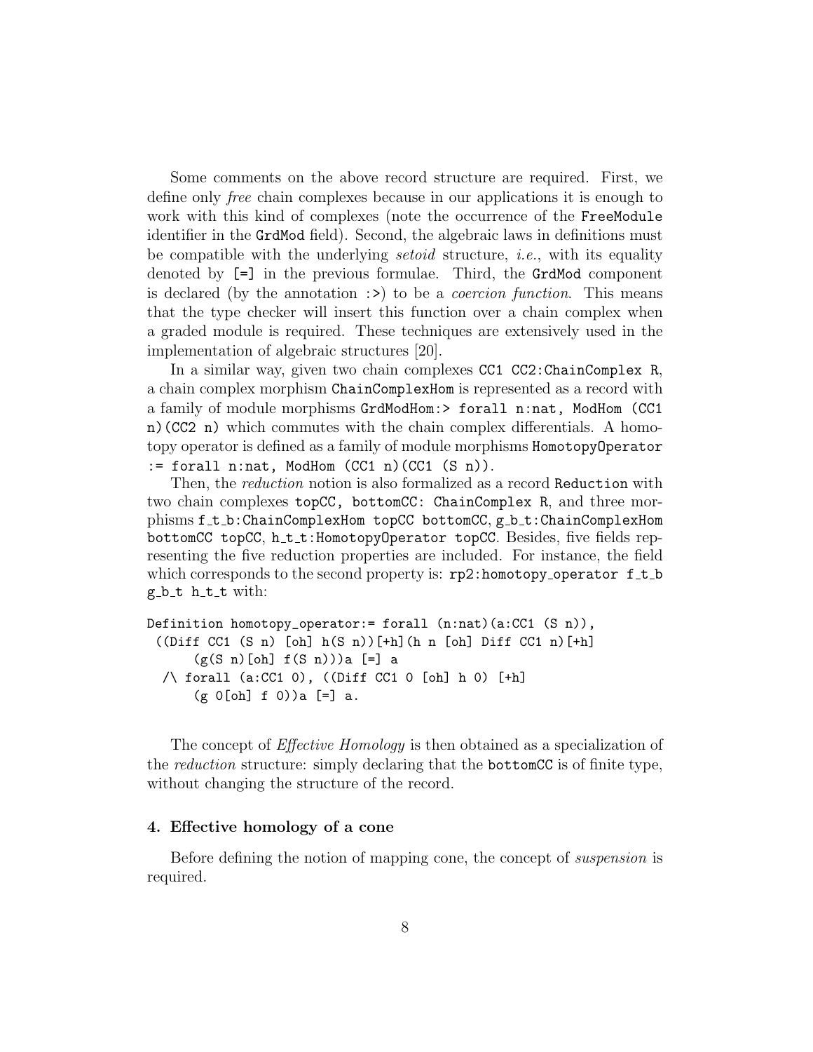Some comments on the above record structure are required. First, we define only *free* chain complexes because in our applications it is enough to work with this kind of complexes (note the occurrence of the `FreeModule` identifier in the `GrdMod` field). Second, the algebraic laws in definitions must be compatible with the underlying *setoid* structure, *i.e.*, with its equality denoted by `[=]` in the previous formulae. Third, the `GrdMod` component is declared (by the annotation `:>`) to be a *coercion function*. This means that the type checker will insert this function over a chain complex when a graded module is required. These techniques are extensively used in the implementation of algebraic structures [20].

In a similar way, given two chain complexes `CC1 CC2:ChainComplex R`, a chain complex morphism `ChainComplexHom` is represented as a record with a family of module morphisms `GrdModHom:> forall n:nat, ModHom (CC1 n)(CC2 n)` which commutes with the chain complex differentials. A homotopy operator is defined as a family of module morphisms `HomotopyOperator := forall n:nat, ModHom (CC1 n)(CC1 (S n))`.

Then, the *reduction* notion is also formalized as a record `Reduction` with two chain complexes `topCC, bottomCC: ChainComplex R`, and three morphisms `f_t_b:ChainComplexHom topCC bottomCC`, `g_b_t:ChainComplexHom bottomCC topCC`, `h_t_t:HomotopyOperator topCC`. Besides, five fields representing the five reduction properties are included. For instance, the field which corresponds to the second property is: `rp2:homotopy_operator f_t_b g_b_t h_t_t` with:

```
Definition homotopy_operator:= forall (n:nat)(a:CC1 (S n)),
 ((Diff CC1 (S n) [oh] h(S n))[+h](h n [oh] Diff CC1 n)[+h]
      (g(S n)[oh] f(S n)))a [=] a
  /\ forall (a:CC1 0), ((Diff CC1 0 [oh] h 0) [+h]
      (g 0[oh] f 0))a [=] a.
```

The concept of *Effective Homology* is then obtained as a specialization of the *reduction* structure: simply declaring that the `bottomCC` is of finite type, without changing the structure of the record.

## 4. Effective homology of a cone

Before defining the notion of mapping cone, the concept of *suspension* is required.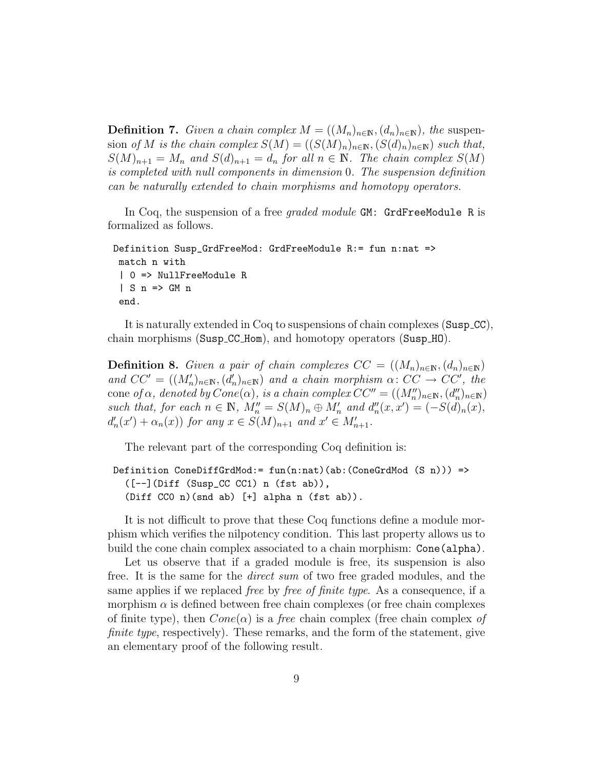**Definition 7.** *Given a chain complex $M = ((M_n)_{n\in\mathbb{N}}, (d_n)_{n\in\mathbb{N}})$, the* suspension *of $M$ is the chain complex $S(M) = ((S(M)_n)_{n\in\mathbb{N}}, (S(d)_n)_{n\in\mathbb{N}})$ such that, $S(M)_{n+1} = M_n$ and $S(d)_{n+1} = d_n$ for all $n \in \mathbb{N}$. The chain complex $S(M)$ is completed with null components in dimension 0. The suspension definition can be naturally extended to chain morphisms and homotopy operators.*

In Coq, the suspension of a free *graded module* `GM: GrdFreeModule R` is formalized as follows.

```
Definition Susp_GrdFreeMod: GrdFreeModule R:= fun n:nat =>
 match n with
 | O => NullFreeModule R
 | S n => GM n
 end.
```

It is naturally extended in Coq to suspensions of chain complexes (`Susp_CC`), chain morphisms (`Susp_CC_Hom`), and homotopy operators (`Susp_HO`).

**Definition 8.** *Given a pair of chain complexes $CC = ((M_n)_{n\in\mathbb{N}}, (d_n)_{n\in\mathbb{N}})$ and $CC' = ((M'_n)_{n\in\mathbb{N}}, (d'_n)_{n\in\mathbb{N}})$ and a chain morphism $\alpha\colon CC \to CC'$, the* cone *of $\alpha$, denoted by $Cone(\alpha)$, is a chain complex $CC'' = ((M''_n)_{n\in\mathbb{N}}, (d''_n)_{n\in\mathbb{N}})$ such that, for each $n \in \mathbb{N}$, $M''_n = S(M)_n \oplus M'_n$ and $d''_n(x, x') = (-S(d)_n(x)$, $d'_n(x') + \alpha_n(x))$ for any $x \in S(M)_{n+1}$ and $x' \in M'_{n+1}$.*

The relevant part of the corresponding Coq definition is:

```
Definition ConeDiffGrdMod:= fun(n:nat)(ab:(ConeGrdMod (S n))) =>
   ([--](Diff (Susp_CC CC1) n (fst ab)),
   (Diff CC0 n)(snd ab) [+] alpha n (fst ab)).
```

It is not difficult to prove that these Coq functions define a module morphism which verifies the nilpotency condition. This last property allows us to build the cone chain complex associated to a chain morphism: `Cone(alpha)`.

Let us observe that if a graded module is free, its suspension is also free. It is the same for the *direct sum* of two free graded modules, and the same applies if we replaced *free* by *free of finite type*. As a consequence, if a morphism $\alpha$ is defined between free chain complexes (or free chain complexes of finite type), then $Cone(\alpha)$ is a *free* chain complex (free chain complex *of finite type*, respectively). These remarks, and the form of the statement, give an elementary proof of the following result.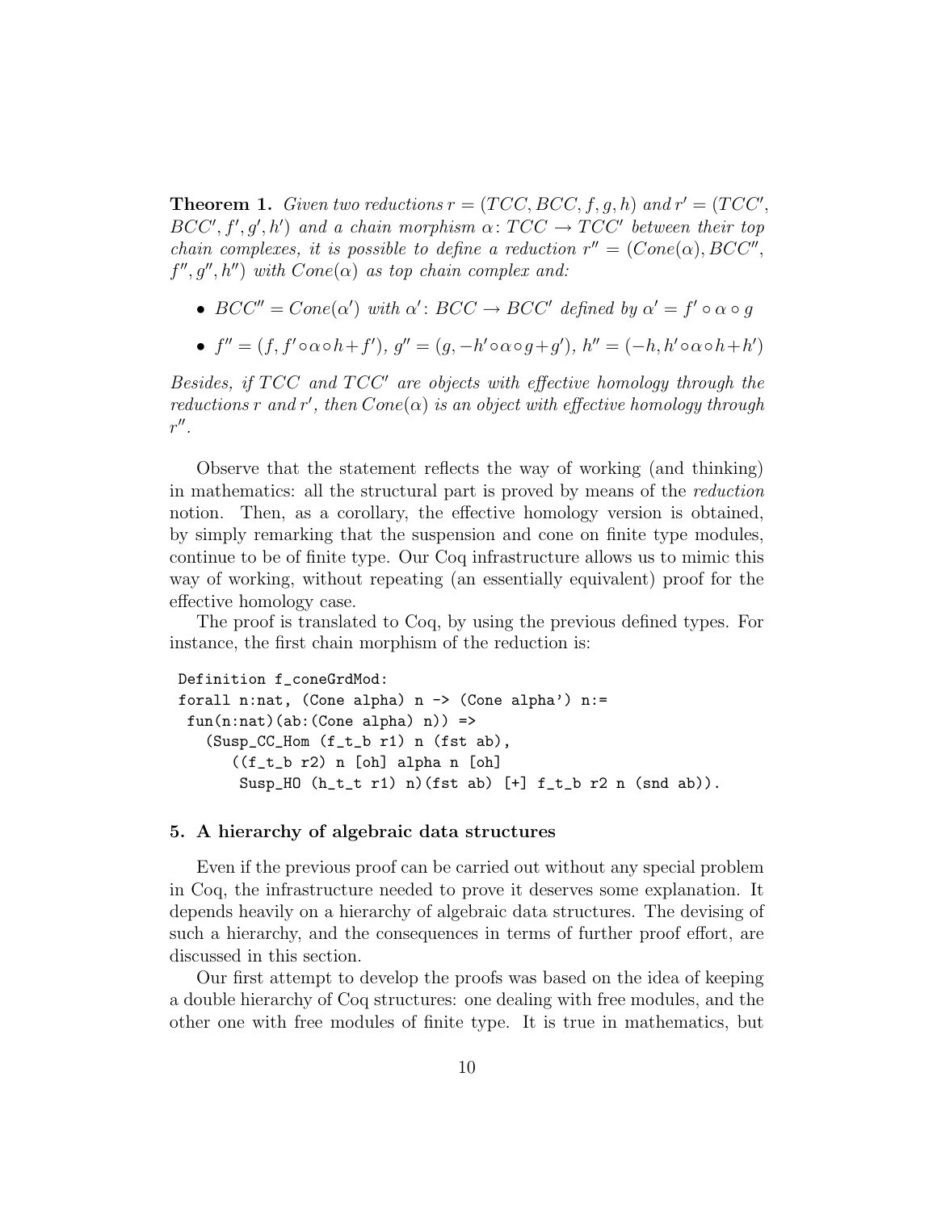**Theorem 1.** *Given two reductions $r = (TCC, BCC, f, g, h)$ and $r' = (TCC', BCC', f', g', h')$ and a chain morphism $\alpha\colon TCC \to TCC'$ between their top chain complexes, it is possible to define a reduction $r'' = (Cone(\alpha), BCC'', f'', g'', h'')$ with $Cone(\alpha)$ as top chain complex and:*

- $BCC'' = Cone(\alpha')$ *with* $\alpha'\colon BCC \to BCC'$ *defined by* $\alpha' = f' \circ \alpha \circ g$
- $f'' = (f, f' \circ \alpha \circ h + f')$, $g'' = (g, -h' \circ \alpha \circ g + g')$, $h'' = (-h, h' \circ \alpha \circ h + h')$

*Besides, if $TCC$ and $TCC'$ are objects with effective homology through the reductions $r$ and $r'$, then $Cone(\alpha)$ is an object with effective homology through $r''$.*

Observe that the statement reflects the way of working (and thinking) in mathematics: all the structural part is proved by means of the *reduction* notion. Then, as a corollary, the effective homology version is obtained, by simply remarking that the suspension and cone on finite type modules, continue to be of finite type. Our Coq infrastructure allows us to mimic this way of working, without repeating (an essentially equivalent) proof for the effective homology case.

The proof is translated to Coq, by using the previous defined types. For instance, the first chain morphism of the reduction is:

```
Definition f_coneGrdMod:
forall n:nat, (Cone alpha) n -> (Cone alpha') n:=
 fun(n:nat)(ab:(Cone alpha) n)) =>
   (Susp_CC_Hom (f_t_b r1) n (fst ab),
      ((f_t_b r2) n [oh] alpha n [oh]
       Susp_HO (h_t_t r1) n)(fst ab) [+] f_t_b r2 n (snd ab)).
```

## 5. A hierarchy of algebraic data structures

Even if the previous proof can be carried out without any special problem in Coq, the infrastructure needed to prove it deserves some explanation. It depends heavily on a hierarchy of algebraic data structures. The devising of such a hierarchy, and the consequences in terms of further proof effort, are discussed in this section.

Our first attempt to develop the proofs was based on the idea of keeping a double hierarchy of Coq structures: one dealing with free modules, and the other one with free modules of finite type. It is true in mathematics, but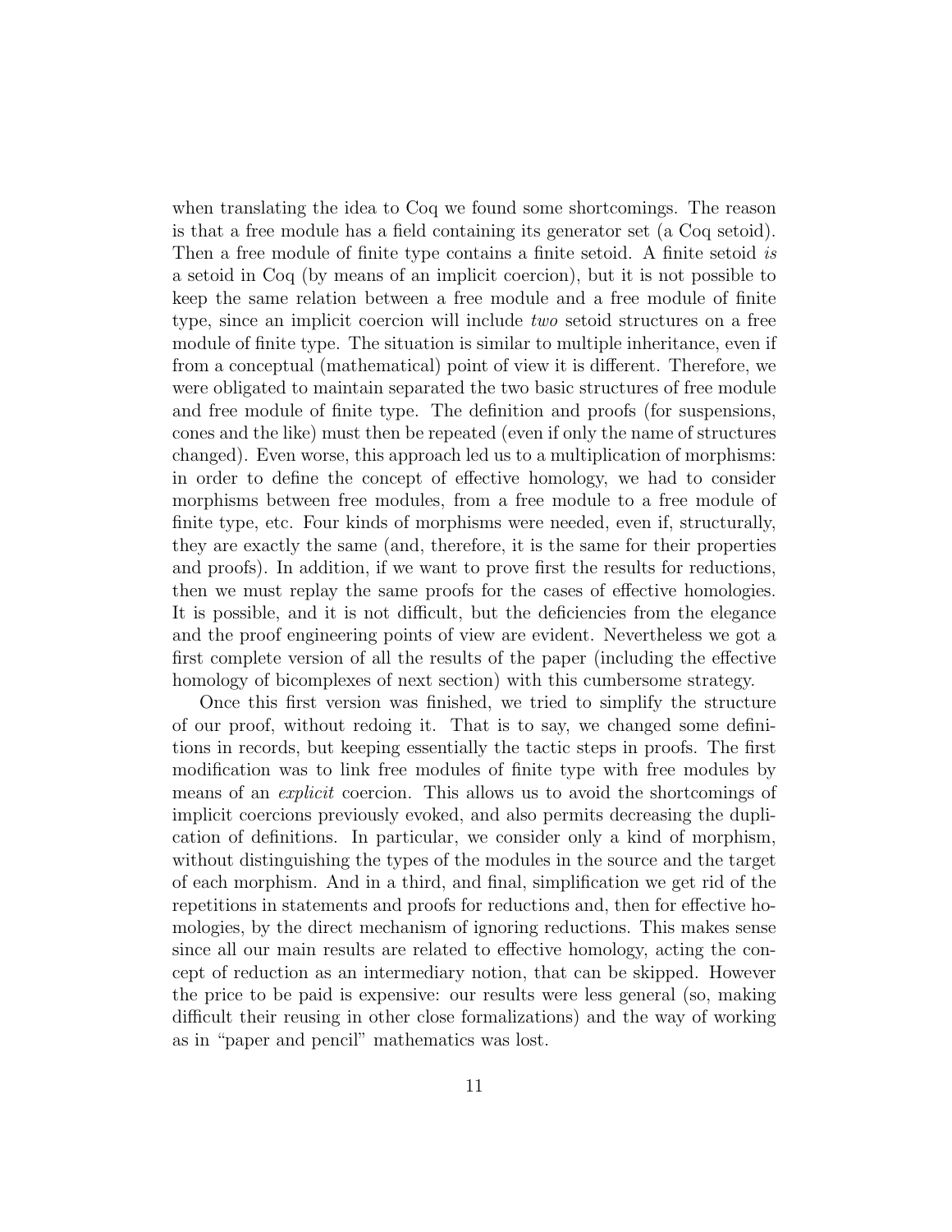when translating the idea to Coq we found some shortcomings. The reason is that a free module has a field containing its generator set (a Coq setoid). Then a free module of finite type contains a finite setoid. A finite setoid *is* a setoid in Coq (by means of an implicit coercion), but it is not possible to keep the same relation between a free module and a free module of finite type, since an implicit coercion will include *two* setoid structures on a free module of finite type. The situation is similar to multiple inheritance, even if from a conceptual (mathematical) point of view it is different. Therefore, we were obligated to maintain separated the two basic structures of free module and free module of finite type. The definition and proofs (for suspensions, cones and the like) must then be repeated (even if only the name of structures changed). Even worse, this approach led us to a multiplication of morphisms: in order to define the concept of effective homology, we had to consider morphisms between free modules, from a free module to a free module of finite type, etc. Four kinds of morphisms were needed, even if, structurally, they are exactly the same (and, therefore, it is the same for their properties and proofs). In addition, if we want to prove first the results for reductions, then we must replay the same proofs for the cases of effective homologies. It is possible, and it is not difficult, but the deficiencies from the elegance and the proof engineering points of view are evident. Nevertheless we got a first complete version of all the results of the paper (including the effective homology of bicomplexes of next section) with this cumbersome strategy.

Once this first version was finished, we tried to simplify the structure of our proof, without redoing it. That is to say, we changed some definitions in records, but keeping essentially the tactic steps in proofs. The first modification was to link free modules of finite type with free modules by means of an *explicit* coercion. This allows us to avoid the shortcomings of implicit coercions previously evoked, and also permits decreasing the duplication of definitions. In particular, we consider only a kind of morphism, without distinguishing the types of the modules in the source and the target of each morphism. And in a third, and final, simplification we get rid of the repetitions in statements and proofs for reductions and, then for effective homologies, by the direct mechanism of ignoring reductions. This makes sense since all our main results are related to effective homology, acting the concept of reduction as an intermediary notion, that can be skipped. However the price to be paid is expensive: our results were less general (so, making difficult their reusing in other close formalizations) and the way of working as in "paper and pencil" mathematics was lost.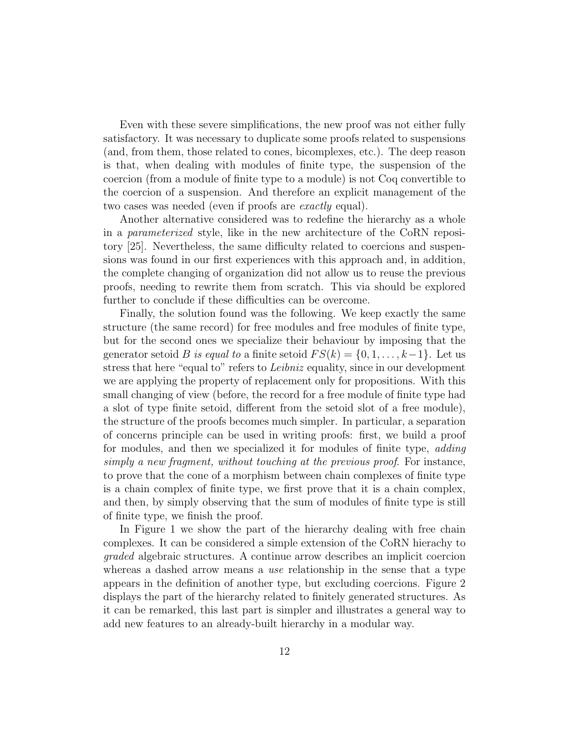Even with these severe simplifications, the new proof was not either fully satisfactory. It was necessary to duplicate some proofs related to suspensions (and, from them, those related to cones, bicomplexes, etc.). The deep reason is that, when dealing with modules of finite type, the suspension of the coercion (from a module of finite type to a module) is not Coq convertible to the coercion of a suspension. And therefore an explicit management of the two cases was needed (even if proofs are *exactly* equal).

Another alternative considered was to redefine the hierarchy as a whole in a *parameterized* style, like in the new architecture of the CoRN repository [25]. Nevertheless, the same difficulty related to coercions and suspensions was found in our first experiences with this approach and, in addition, the complete changing of organization did not allow us to reuse the previous proofs, needing to rewrite them from scratch. This via should be explored further to conclude if these difficulties can be overcome.

Finally, the solution found was the following. We keep exactly the same structure (the same record) for free modules and free modules of finite type, but for the second ones we specialize their behaviour by imposing that the generator setoid $B$ *is equal to* a finite setoid $FS(k) = \{0, 1, \ldots, k-1\}$. Let us stress that here "equal to" refers to *Leibniz* equality, since in our development we are applying the property of replacement only for propositions. With this small changing of view (before, the record for a free module of finite type had a slot of type finite setoid, different from the setoid slot of a free module), the structure of the proofs becomes much simpler. In particular, a separation of concerns principle can be used in writing proofs: first, we build a proof for modules, and then we specialized it for modules of finite type, *adding simply a new fragment, without touching at the previous proof*. For instance, to prove that the cone of a morphism between chain complexes of finite type is a chain complex of finite type, we first prove that it is a chain complex, and then, by simply observing that the sum of modules of finite type is still of finite type, we finish the proof.

In Figure 1 we show the part of the hierarchy dealing with free chain complexes. It can be considered a simple extension of the CoRN hierachy to *graded* algebraic structures. A continue arrow describes an implicit coercion whereas a dashed arrow means a *use* relationship in the sense that a type appears in the definition of another type, but excluding coercions. Figure 2 displays the part of the hierarchy related to finitely generated structures. As it can be remarked, this last part is simpler and illustrates a general way to add new features to an already-built hierarchy in a modular way.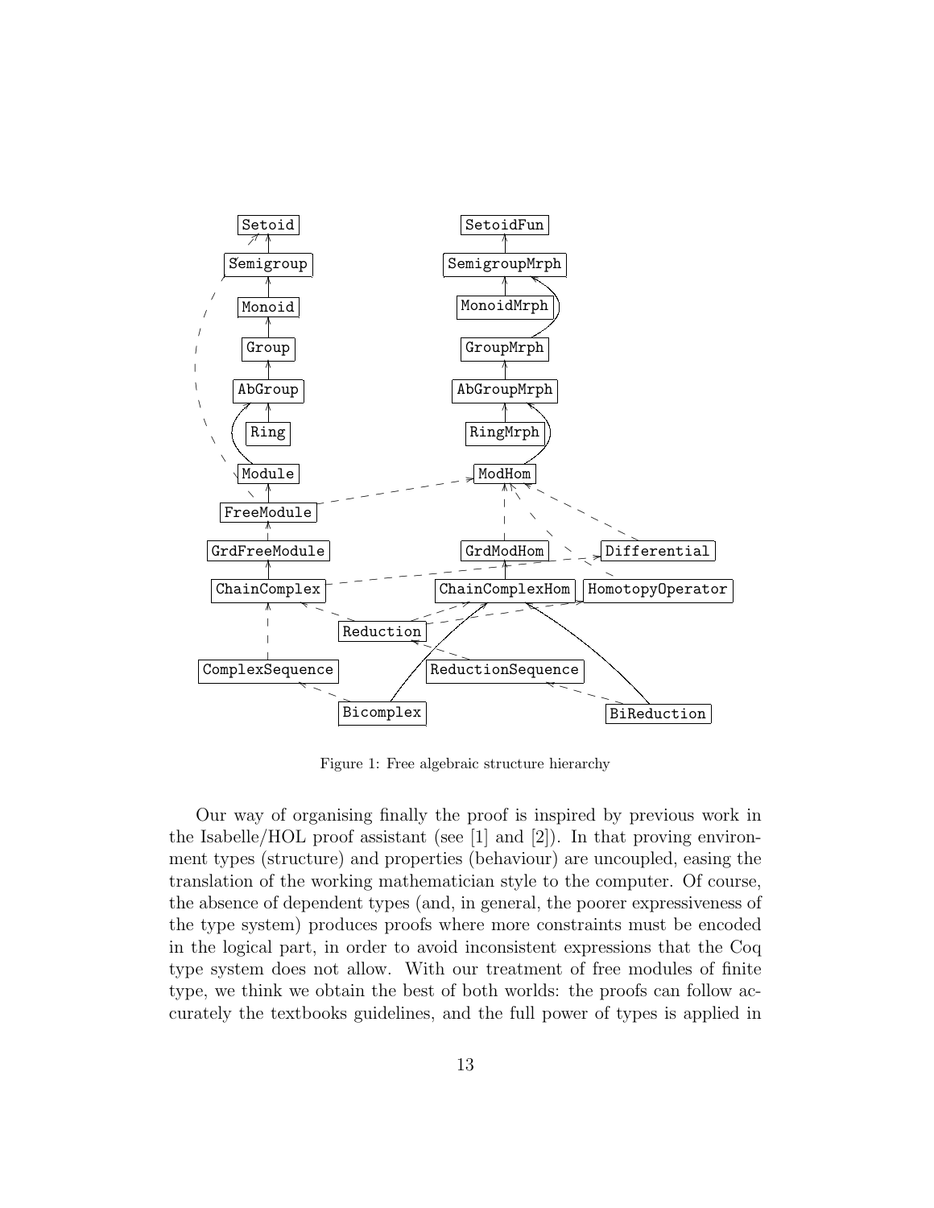Setoid
Semigroup
Monoid
Group
AbGroup
Ring
Module
FreeModule
GrdFreeModule
ChainComplex
ComplexSequence
Bicomplex
Reduction
ReductionSequence
BiReduction
SetoidFun
SemigroupMrph
MonoidMrph
GroupMrph
AbGroupMrph
RingMrph
ModHom
GrdModHom
ChainComplexHom
Differential
HomotopyOperator

Figure 1: Free algebraic structure hierarchy

Our way of organising finally the proof is inspired by previous work in the Isabelle/HOL proof assistant (see [1] and [2]). In that proving environment types (structure) and properties (behaviour) are uncoupled, easing the translation of the working mathematician style to the computer. Of course, the absence of dependent types (and, in general, the poorer expressiveness of the type system) produces proofs where more constraints must be encoded in the logical part, in order to avoid inconsistent expressions that the Coq type system does not allow. With our treatment of free modules of finite type, we think we obtain the best of both worlds: the proofs can follow accurately the textbooks guidelines, and the full power of types is applied in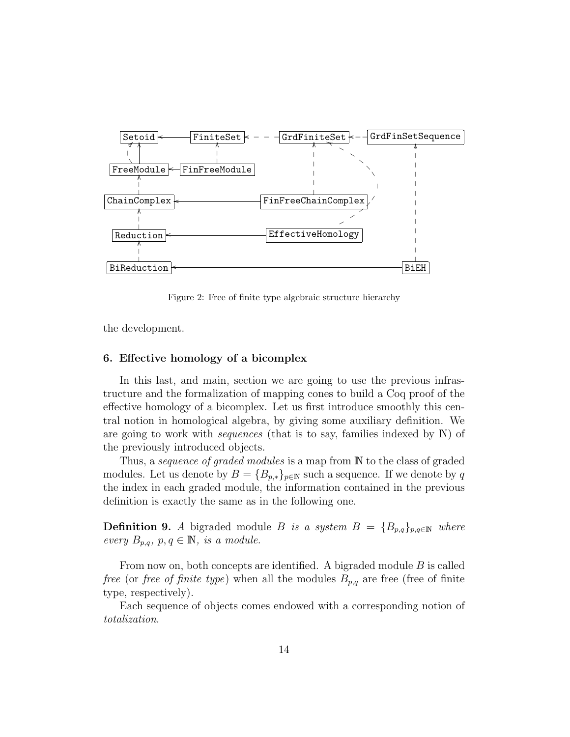Figure 2: Free of finite type algebraic structure hierarchy

the development.

## 6. Effective homology of a bicomplex

In this last, and main, section we are going to use the previous infrastructure and the formalization of mapping cones to build a Coq proof of the effective homology of a bicomplex. Let us first introduce smoothly this central notion in homological algebra, by giving some auxiliary definition. We are going to work with *sequences* (that is to say, families indexed by $\mathbb{N}$) of the previously introduced objects.

Thus, a *sequence of graded modules* is a map from $\mathbb{N}$ to the class of graded modules. Let us denote by $B = \{B_{p,*}\}_{p\in\mathbb{N}}$ such a sequence. If we denote by $q$ the index in each graded module, the information contained in the previous definition is exactly the same as in the following one.

**Definition 9.** *A* bigraded module *$B$ is a system $B = \{B_{p,q}\}_{p,q\in\mathbb{N}}$ where every $B_{p,q}$, $p, q \in \mathbb{N}$, is a module.*

From now on, both concepts are identified. A bigraded module $B$ is called *free* (or *free of finite type*) when all the modules $B_{p,q}$ are free (free of finite type, respectively).

Each sequence of objects comes endowed with a corresponding notion of *totalization*.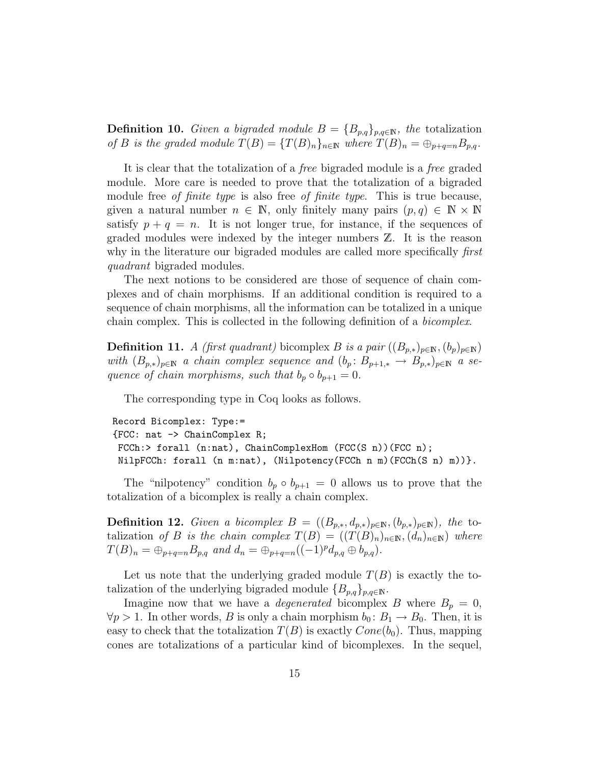**Definition 10.** *Given a bigraded module $B = \{B_{p,q}\}_{p,q\in\mathbb{N}}$, the* totalization *of $B$ is the graded module $T(B) = \{T(B)_n\}_{n\in\mathbb{N}}$ where $T(B)_n = \oplus_{p+q=n} B_{p,q}$.*

It is clear that the totalization of a *free* bigraded module is a *free* graded module. More care is needed to prove that the totalization of a bigraded module free *of finite type* is also free *of finite type*. This is true because, given a natural number $n \in \mathbb{N}$, only finitely many pairs $(p, q) \in \mathbb{N} \times \mathbb{N}$ satisfy $p + q = n$. It is not longer true, for instance, if the sequences of graded modules were indexed by the integer numbers $\mathbb{Z}$. It is the reason why in the literature our bigraded modules are called more specifically *first quadrant* bigraded modules.

The next notions to be considered are those of sequence of chain complexes and of chain morphisms. If an additional condition is required to a sequence of chain morphisms, all the information can be totalized in a unique chain complex. This is collected in the following definition of a *bicomplex*.

**Definition 11.** *A (first quadrant)* bicomplex *$B$ is a pair $((B_{p,*})_{p\in\mathbb{N}}, (b_p)_{p\in\mathbb{N}})$ with $(B_{p,*})_{p\in\mathbb{N}}$ a chain complex sequence and $(b_p\colon B_{p+1,*} \to B_{p,*})_{p\in\mathbb{N}}$ a sequence of chain morphisms, such that $b_p \circ b_{p+1} = 0$.*

The corresponding type in Coq looks as follows.

```
Record Bicomplex: Type:=
{FCC: nat -> ChainComplex R;
 FCCh:> forall (n:nat), ChainComplexHom (FCC(S n))(FCC n);
 NilpFCCh: forall (n m:nat), (Nilpotency(FCCh n m)(FCCh(S n) m))}.
```

The "nilpotency" condition $b_p \circ b_{p+1} = 0$ allows us to prove that the totalization of a bicomplex is really a chain complex.

**Definition 12.** *Given a bicomplex $B = ((B_{p,*}, d_{p,*})_{p\in\mathbb{N}}, (b_{p,*})_{p\in\mathbb{N}})$, the* totalization *of $B$ is the chain complex $T(B) = ((T(B)_n)_{n\in\mathbb{N}}, (d_n)_{n\in\mathbb{N}})$ where $T(B)_n = \oplus_{p+q=n} B_{p,q}$ and $d_n = \oplus_{p+q=n}((-1)^p d_{p,q} \oplus b_{p,q})$.*

Let us note that the underlying graded module $T(B)$ is exactly the totalization of the underlying bigraded module $\{B_{p,q}\}_{p,q\in\mathbb{N}}$.

Imagine now that we have a *degenerated* bicomplex $B$ where $B_p = 0$, $\forall p > 1$. In other words, $B$ is only a chain morphism $b_0\colon B_1 \to B_0$. Then, it is easy to check that the totalization $T(B)$ is exactly $Cone(b_0)$. Thus, mapping cones are totalizations of a particular kind of bicomplexes. In the sequel,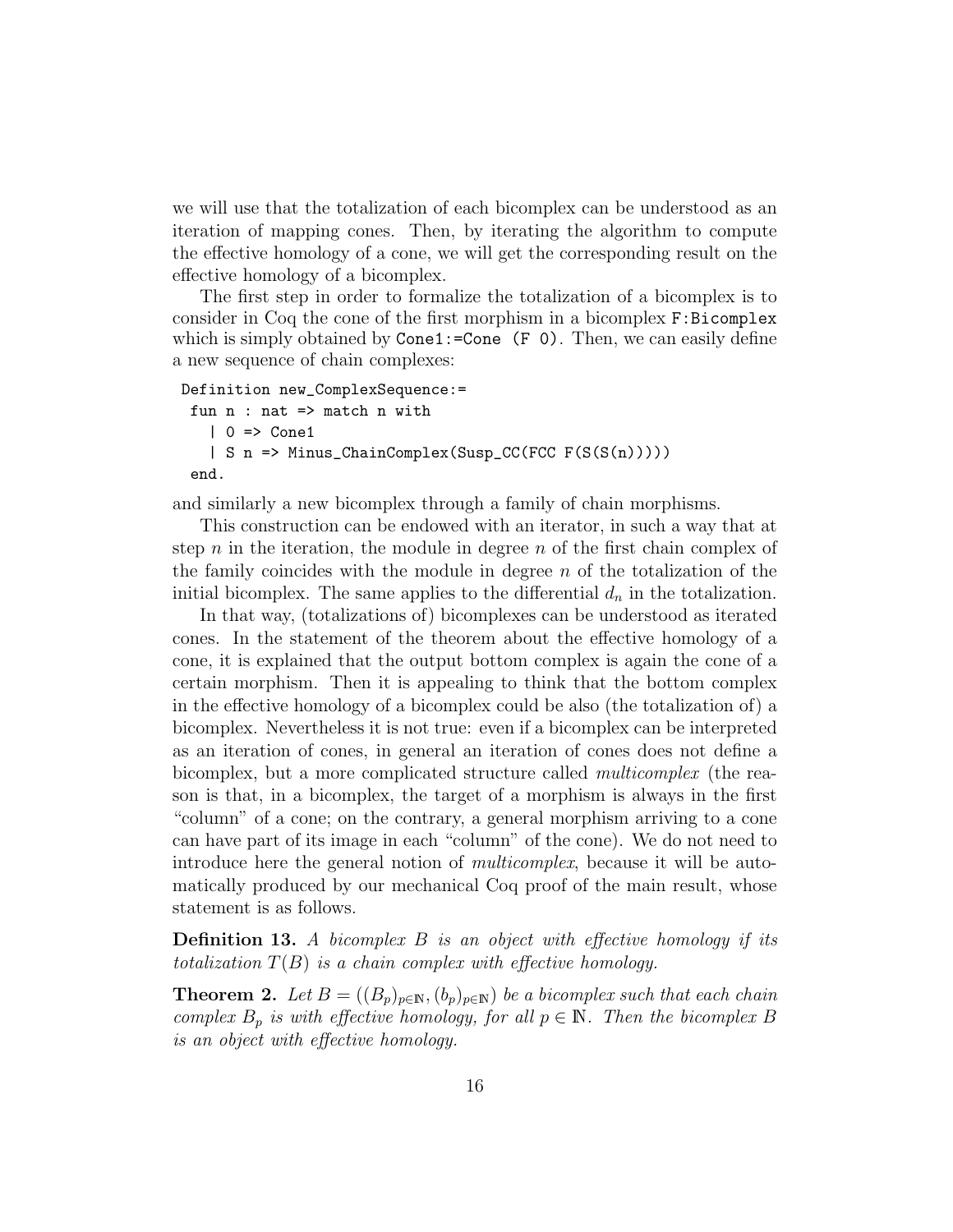we will use that the totalization of each bicomplex can be understood as an iteration of mapping cones. Then, by iterating the algorithm to compute the effective homology of a cone, we will get the corresponding result on the effective homology of a bicomplex.

The first step in order to formalize the totalization of a bicomplex is to consider in Coq the cone of the first morphism in a bicomplex `F:Bicomplex` which is simply obtained by `Cone1:=Cone (F 0)`. Then, we can easily define a new sequence of chain complexes:

```
Definition new_ComplexSequence:=
 fun n : nat => match n with
   | 0 => Cone1
   | S n => Minus_ChainComplex(Susp_CC(FCC F(S(S(n)))))
 end.
```

and similarly a new bicomplex through a family of chain morphisms.

This construction can be endowed with an iterator, in such a way that at step $n$ in the iteration, the module in degree $n$ of the first chain complex of the family coincides with the module in degree $n$ of the totalization of the initial bicomplex. The same applies to the differential $d_n$ in the totalization.

In that way, (totalizations of) bicomplexes can be understood as iterated cones. In the statement of the theorem about the effective homology of a cone, it is explained that the output bottom complex is again the cone of a certain morphism. Then it is appealing to think that the bottom complex in the effective homology of a bicomplex could be also (the totalization of) a bicomplex. Nevertheless it is not true: even if a bicomplex can be interpreted as an iteration of cones, in general an iteration of cones does not define a bicomplex, but a more complicated structure called *multicomplex* (the reason is that, in a bicomplex, the target of a morphism is always in the first "column" of a cone; on the contrary, a general morphism arriving to a cone can have part of its image in each "column" of the cone). We do not need to introduce here the general notion of *multicomplex*, because it will be automatically produced by our mechanical Coq proof of the main result, whose statement is as follows.

**Definition 13.** *A bicomplex $B$ is an object with effective homology if its totalization $T(B)$ is a chain complex with effective homology.*

**Theorem 2.** *Let $B = ((B_p)_{p\in\mathbb{N}}, (b_p)_{p\in\mathbb{N}})$ be a bicomplex such that each chain complex $B_p$ is with effective homology, for all $p \in \mathbb{N}$. Then the bicomplex $B$ is an object with effective homology.*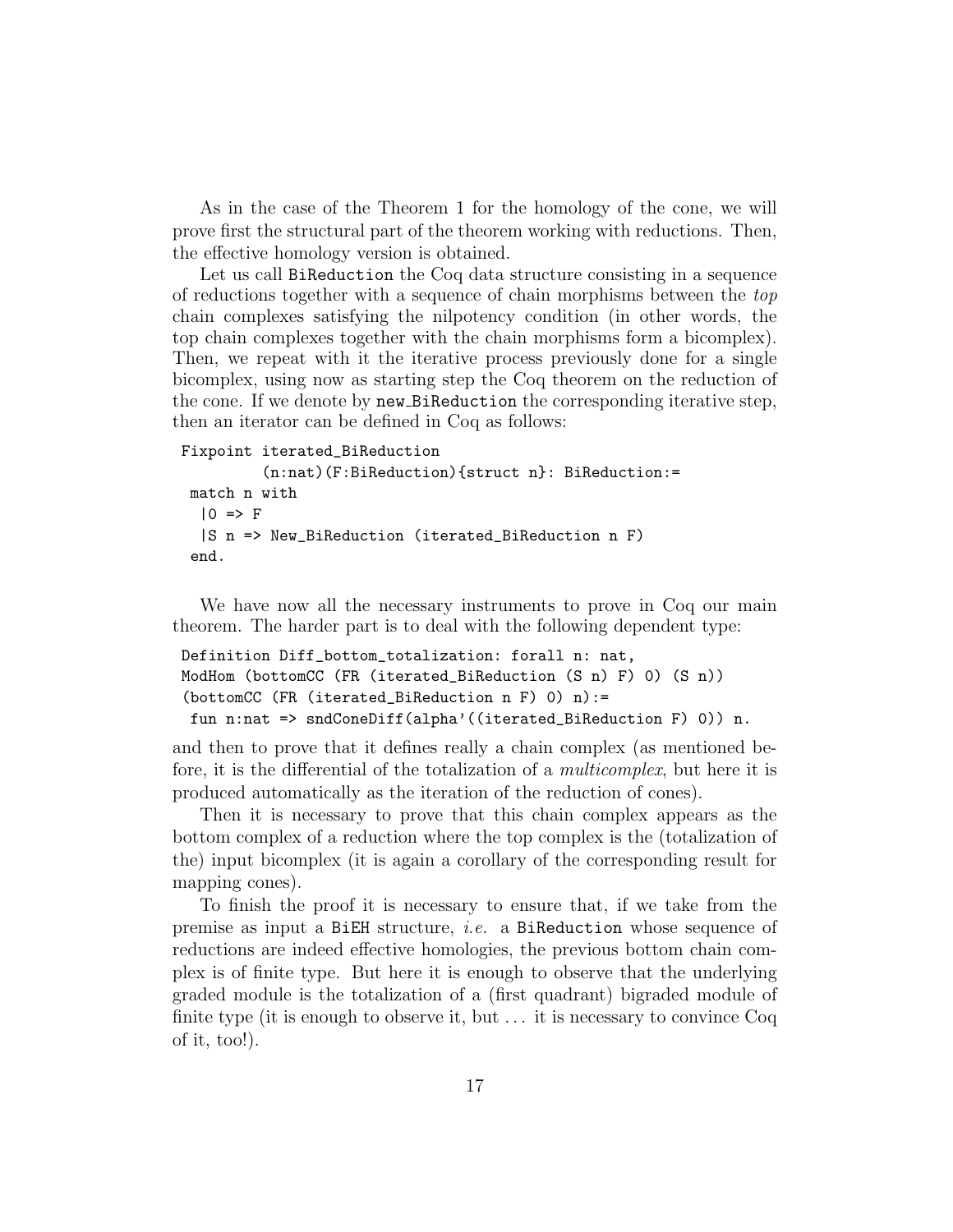As in the case of the Theorem 1 for the homology of the cone, we will prove first the structural part of the theorem working with reductions. Then, the effective homology version is obtained.

Let us call `BiReduction` the Coq data structure consisting in a sequence of reductions together with a sequence of chain morphisms between the *top* chain complexes satisfying the nilpotency condition (in other words, the top chain complexes together with the chain morphisms form a bicomplex). Then, we repeat with it the iterative process previously done for a single bicomplex, using now as starting step the Coq theorem on the reduction of the cone. If we denote by `new_BiReduction` the corresponding iterative step, then an iterator can be defined in Coq as follows:

```
Fixpoint iterated_BiReduction
         (n:nat)(F:BiReduction){struct n}: BiReduction:=
 match n with
  |O => F
  |S n => New_BiReduction (iterated_BiReduction n F)
 end.
```

We have now all the necessary instruments to prove in Coq our main theorem. The harder part is to deal with the following dependent type:

```
Definition Diff_bottom_totalization: forall n: nat,
ModHom (bottomCC (FR (iterated_BiReduction (S n) F) 0) (S n))
(bottomCC (FR (iterated_BiReduction n F) 0) n):=
 fun n:nat => sndConeDiff(alpha'((iterated_BiReduction F) 0)) n.
```

and then to prove that it defines really a chain complex (as mentioned before, it is the differential of the totalization of a *multicomplex*, but here it is produced automatically as the iteration of the reduction of cones).

Then it is necessary to prove that this chain complex appears as the bottom complex of a reduction where the top complex is the (totalization of the) input bicomplex (it is again a corollary of the corresponding result for mapping cones).

To finish the proof it is necessary to ensure that, if we take from the premise as input a `BiEH` structure, *i.e.* a `BiReduction` whose sequence of reductions are indeed effective homologies, the previous bottom chain complex is of finite type. But here it is enough to observe that the underlying graded module is the totalization of a (first quadrant) bigraded module of finite type (it is enough to observe it, but ... it is necessary to convince Coq of it, too!).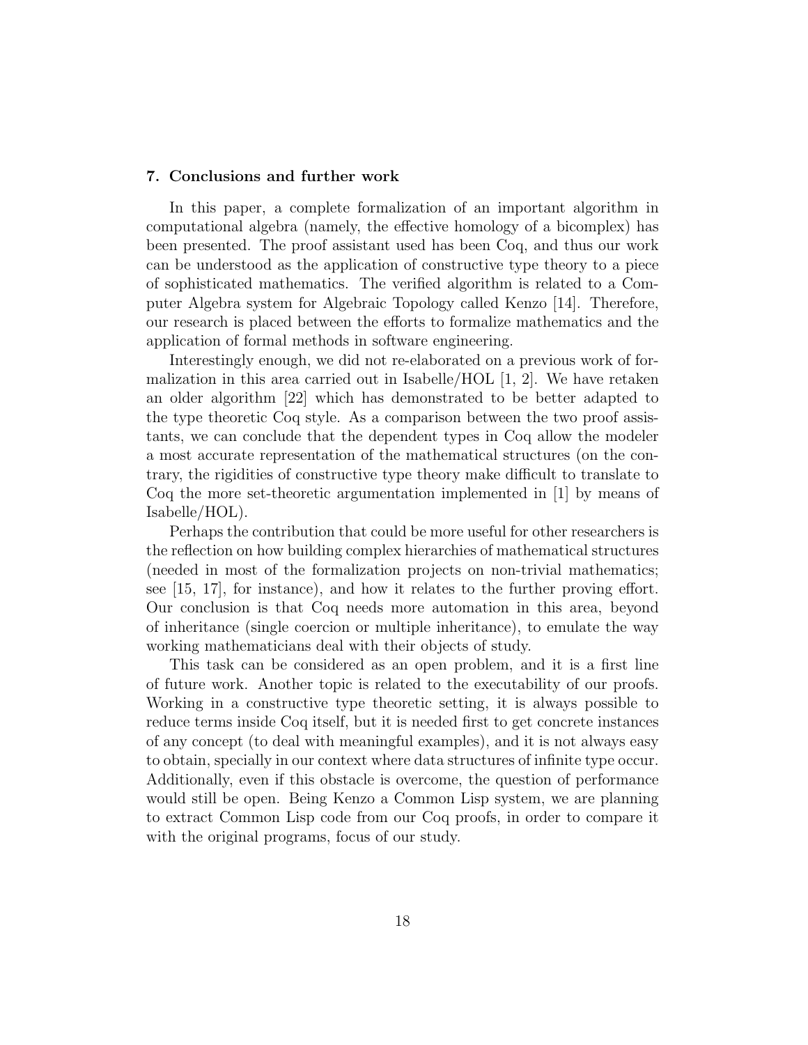## 7. Conclusions and further work

In this paper, a complete formalization of an important algorithm in computational algebra (namely, the effective homology of a bicomplex) has been presented. The proof assistant used has been Coq, and thus our work can be understood as the application of constructive type theory to a piece of sophisticated mathematics. The verified algorithm is related to a Computer Algebra system for Algebraic Topology called Kenzo [14]. Therefore, our research is placed between the efforts to formalize mathematics and the application of formal methods in software engineering.

Interestingly enough, we did not re-elaborated on a previous work of formalization in this area carried out in Isabelle/HOL [1, 2]. We have retaken an older algorithm [22] which has demonstrated to be better adapted to the type theoretic Coq style. As a comparison between the two proof assistants, we can conclude that the dependent types in Coq allow the modeler a most accurate representation of the mathematical structures (on the contrary, the rigidities of constructive type theory make difficult to translate to Coq the more set-theoretic argumentation implemented in [1] by means of Isabelle/HOL).

Perhaps the contribution that could be more useful for other researchers is the reflection on how building complex hierarchies of mathematical structures (needed in most of the formalization projects on non-trivial mathematics; see [15, 17], for instance), and how it relates to the further proving effort. Our conclusion is that Coq needs more automation in this area, beyond of inheritance (single coercion or multiple inheritance), to emulate the way working mathematicians deal with their objects of study.

This task can be considered as an open problem, and it is a first line of future work. Another topic is related to the executability of our proofs. Working in a constructive type theoretic setting, it is always possible to reduce terms inside Coq itself, but it is needed first to get concrete instances of any concept (to deal with meaningful examples), and it is not always easy to obtain, specially in our context where data structures of infinite type occur. Additionally, even if this obstacle is overcome, the question of performance would still be open. Being Kenzo a Common Lisp system, we are planning to extract Common Lisp code from our Coq proofs, in order to compare it with the original programs, focus of our study.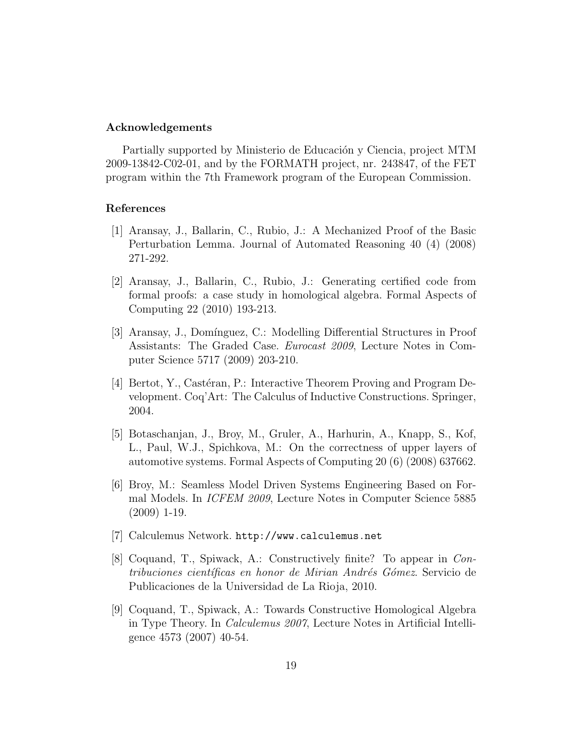## Acknowledgements

Partially supported by Ministerio de Educación y Ciencia, project MTM 2009-13842-C02-01, and by the FORMATH project, nr. 243847, of the FET program within the 7th Framework program of the European Commission.

## References

[1] Aransay, J., Ballarin, C., Rubio, J.: A Mechanized Proof of the Basic Perturbation Lemma. Journal of Automated Reasoning 40 (4) (2008) 271-292.

[2] Aransay, J., Ballarin, C., Rubio, J.: Generating certified code from formal proofs: a case study in homological algebra. Formal Aspects of Computing 22 (2010) 193-213.

[3] Aransay, J., Domínguez, C.: Modelling Differential Structures in Proof Assistants: The Graded Case. *Eurocast 2009*, Lecture Notes in Computer Science 5717 (2009) 203-210.

[4] Bertot, Y., Castéran, P.: Interactive Theorem Proving and Program Development. Coq'Art: The Calculus of Inductive Constructions. Springer, 2004.

[5] Botaschanjan, J., Broy, M., Gruler, A., Harhurin, A., Knapp, S., Kof, L., Paul, W.J., Spichkova, M.: On the correctness of upper layers of automotive systems. Formal Aspects of Computing 20 (6) (2008) 637662.

[6] Broy, M.: Seamless Model Driven Systems Engineering Based on Formal Models. In *ICFEM 2009*, Lecture Notes in Computer Science 5885 (2009) 1-19.

[7] Calculemus Network. `http://www.calculemus.net`

[8] Coquand, T., Spiwack, A.: Constructively finite? To appear in *Contribuciones científicas en honor de Mirian Andrés Gómez*. Servicio de Publicaciones de la Universidad de La Rioja, 2010.

[9] Coquand, T., Spiwack, A.: Towards Constructive Homological Algebra in Type Theory. In *Calculemus 2007*, Lecture Notes in Artificial Intelligence 4573 (2007) 40-54.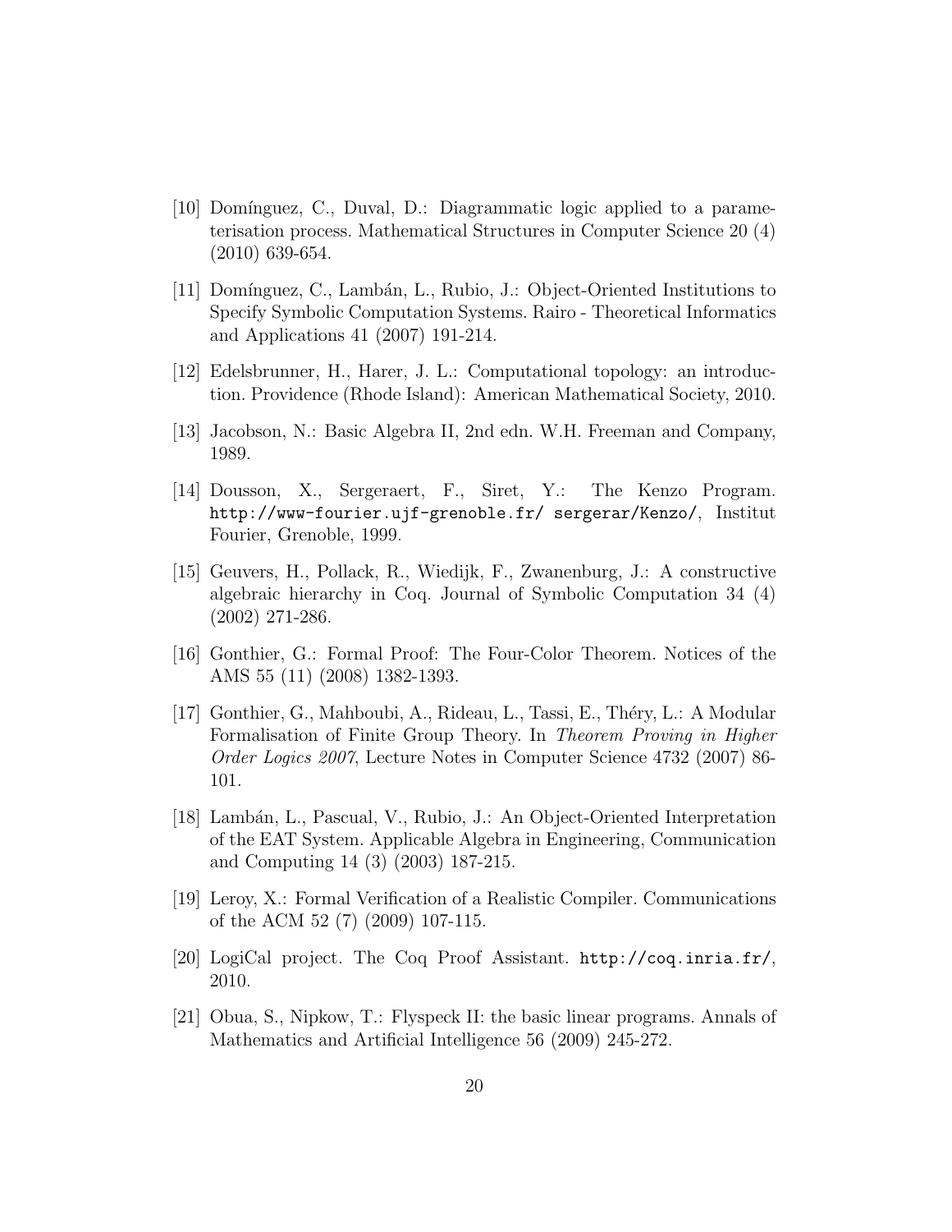[10] Domínguez, C., Duval, D.: Diagrammatic logic applied to a parameterisation process. Mathematical Structures in Computer Science 20 (4) (2010) 639-654.

[11] Domínguez, C., Lambán, L., Rubio, J.: Object-Oriented Institutions to Specify Symbolic Computation Systems. Rairo - Theoretical Informatics and Applications 41 (2007) 191-214.

[12] Edelsbrunner, H., Harer, J. L.: Computational topology: an introduction. Providence (Rhode Island): American Mathematical Society, 2010.

[13] Jacobson, N.: Basic Algebra II, 2nd edn. W.H. Freeman and Company, 1989.

[14] Dousson, X., Sergeraert, F., Siret, Y.: The Kenzo Program. `http://www-fourier.ujf-grenoble.fr/ sergerar/Kenzo/`, Institut Fourier, Grenoble, 1999.

[15] Geuvers, H., Pollack, R., Wiedijk, F., Zwanenburg, J.: A constructive algebraic hierarchy in Coq. Journal of Symbolic Computation 34 (4) (2002) 271-286.

[16] Gonthier, G.: Formal Proof: The Four-Color Theorem. Notices of the AMS 55 (11) (2008) 1382-1393.

[17] Gonthier, G., Mahboubi, A., Rideau, L., Tassi, E., Théry, L.: A Modular Formalisation of Finite Group Theory. In *Theorem Proving in Higher Order Logics 2007*, Lecture Notes in Computer Science 4732 (2007) 86-101.

[18] Lambán, L., Pascual, V., Rubio, J.: An Object-Oriented Interpretation of the EAT System. Applicable Algebra in Engineering, Communication and Computing 14 (3) (2003) 187-215.

[19] Leroy, X.: Formal Verification of a Realistic Compiler. Communications of the ACM 52 (7) (2009) 107-115.

[20] LogiCal project. The Coq Proof Assistant. `http://coq.inria.fr/`, 2010.

[21] Obua, S., Nipkow, T.: Flyspeck II: the basic linear programs. Annals of Mathematics and Artificial Intelligence 56 (2009) 245-272.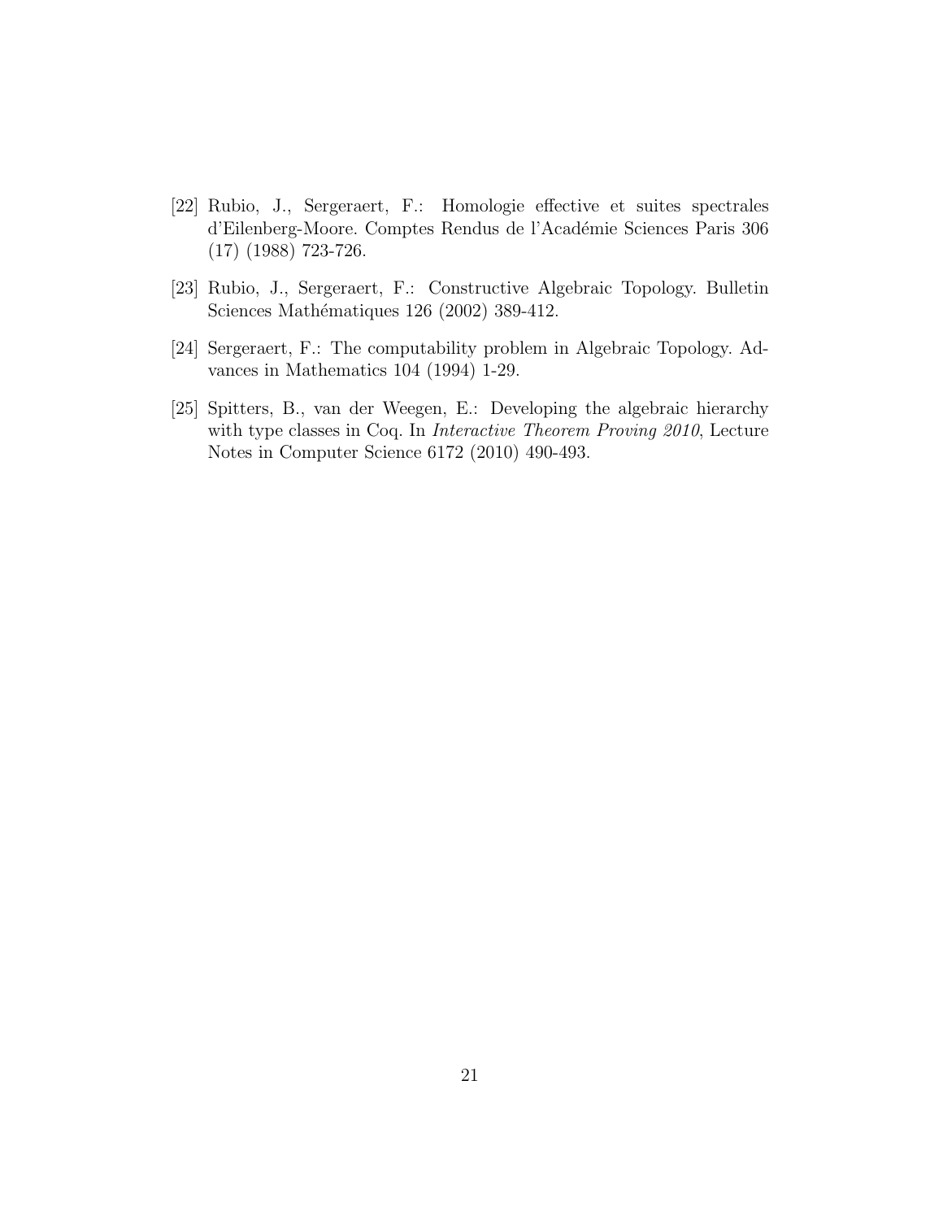[22] Rubio, J., Sergeraert, F.: Homologie effective et suites spectrales d'Eilenberg-Moore. Comptes Rendus de l'Académie Sciences Paris 306 (17) (1988) 723-726.

[23] Rubio, J., Sergeraert, F.: Constructive Algebraic Topology. Bulletin Sciences Mathématiques 126 (2002) 389-412.

[24] Sergeraert, F.: The computability problem in Algebraic Topology. Advances in Mathematics 104 (1994) 1-29.

[25] Spitters, B., van der Weegen, E.: Developing the algebraic hierarchy with type classes in Coq. In *Interactive Theorem Proving 2010*, Lecture Notes in Computer Science 6172 (2010) 490-493.